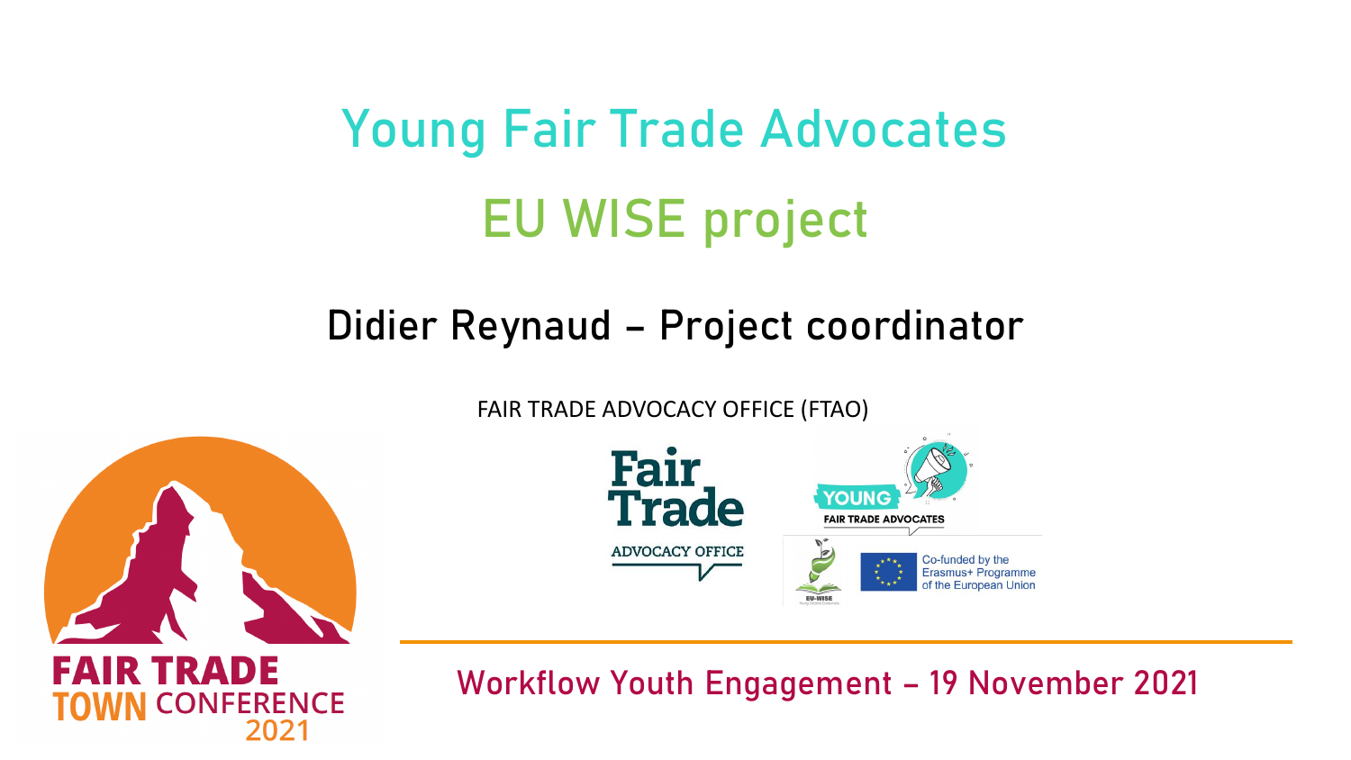# Young Fair Trade Advocates

## EU WISE project

### Didier Reynaud – Project coordinator

FAIR TRADE ADVOCACY OFFICE (FTAO)

Fair Trade ADVOCACY OFFICE

YOUNG FAIR TRADE ADVOCATES

EU-WISE

Co-funded by the Erasmus+ Programme of the European Union

FAIR TRADE TOWN CONFERENCE 2021

Workflow Youth Engagement – 19 November 2021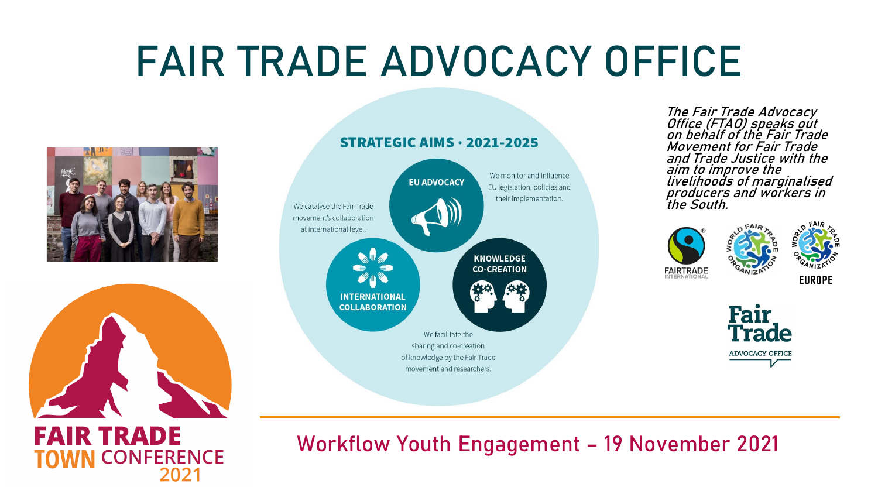# FAIR TRADE ADVOCACY OFFICE

## STRATEGIC AIMS · 2021-2025

**EU ADVOCACY**

We monitor and influence EU legislation, policies and their implementation.

**INTERNATIONAL COLLABORATION**

We catalyse the Fair Trade movement's collaboration at international level.

**KNOWLEDGE CO-CREATION**

We facilitate the sharing and co-creation of knowledge by the Fair Trade movement and researchers.

*The Fair Trade Advocacy Office (FTAO) speaks out on behalf of the Fair Trade Movement for Fair Trade and Trade Justice with the aim to improve the livelihoods of marginalised producers and workers in the South.*

FAIRTRADE INTERNATIONAL

WORLD FAIR TRADE ORGANIZATION

WORLD FAIR TRADE ORGANIZATION EUROPE

Fair Trade ADVOCACY OFFICE

FAIR TRADE TOWN CONFERENCE 2021

Workflow Youth Engagement – 19 November 2021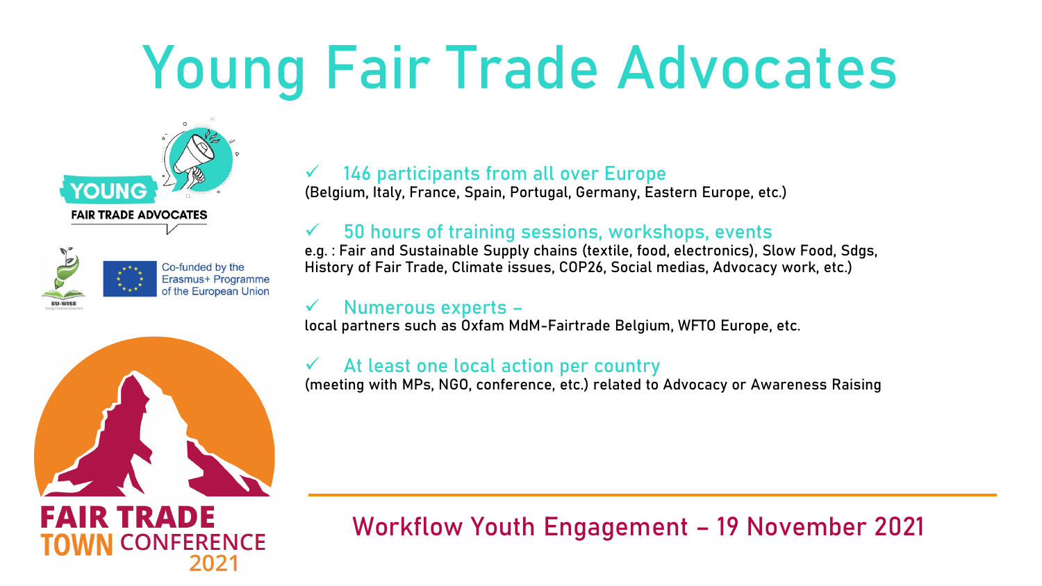# Young Fair Trade Advocates

YOUNG FAIR TRADE ADVOCATES

Co-funded by the Erasmus+ Programme of the European Union

FAIR TRADE TOWN CONFERENCE 2021

- ✓ **146 participants from all over Europe**
  (Belgium, Italy, France, Spain, Portugal, Germany, Eastern Europe, etc.)

- ✓ **50 hours of training sessions, workshops, events**
  e.g. : Fair and Sustainable Supply chains (textile, food, electronics), Slow Food, Sdgs, History of Fair Trade, Climate issues, COP26, Social medias, Advocacy work, etc.)

- ✓ **Numerous experts –**
  local partners such as Oxfam MdM-Fairtrade Belgium, WFTO Europe, etc.

- ✓ **At least one local action per country**
  (meeting with MPs, NGO, conference, etc.) related to Advocacy or Awareness Raising

Workflow Youth Engagement – 19 November 2021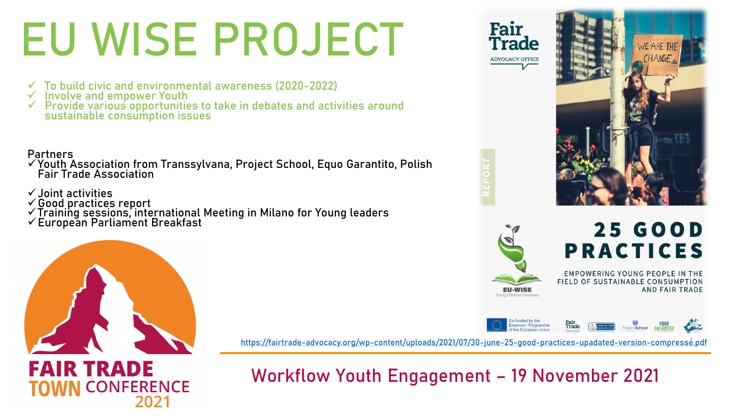# EU WISE PROJECT

- ✓ To build civic and environmental awareness (2020-2022)
- ✓ Involve and empower Youth
- ✓ Provide various opportunities to take in debates and activities around sustainable consumption issues

Partners

- ✓ Youth Association from Transsylvana, Project School, Equo Garantito, Polish Fair Trade Association

- ✓ Joint activities
- ✓ Good practices report
- ✓ Training sessions, international Meeting in Milano for Young leaders
- ✓ European Parliament Breakfast

Fair Trade ADVOCACY OFFICE

REPORT

WE ARE THE CHANGE

EU-WISE Young Citizens-Consumers

**25 GOOD PRACTICES**

EMPOWERING YOUNG PEOPLE IN THE FIELD OF SUSTAINABLE CONSUMPTION AND FAIR TRADE

Co-funded by the Erasmus+ Programme of the European Union

https://fairtrade-advocacy.org/wp-content/uploads/2021/07/30-june-25-good-practices-upadated-version-compressé.pdf

FAIR TRADE TOWN CONFERENCE 2021

Workflow Youth Engagement – 19 November 2021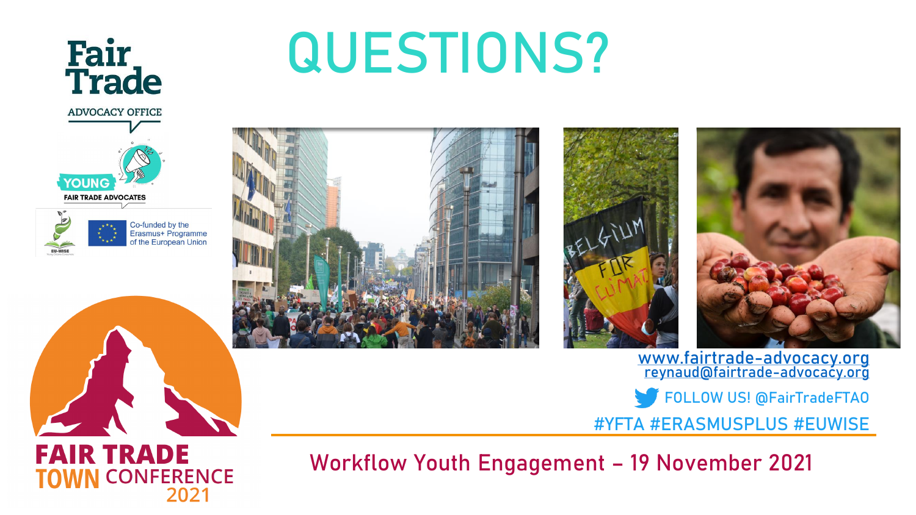# QUESTIONS?

Fair Trade ADVOCACY OFFICE

YOUNG FAIR TRADE ADVOCATES

Co-funded by the Erasmus+ Programme of the European Union

www.fairtrade-advocacy.org
reynaud@fairtrade-advocacy.org

FOLLOW US! @FairTradeFTAO

#YFTA #ERASMUSPLUS #EUWISE

FAIR TRADE TOWN CONFERENCE 2021

Workflow Youth Engagement – 19 November 2021